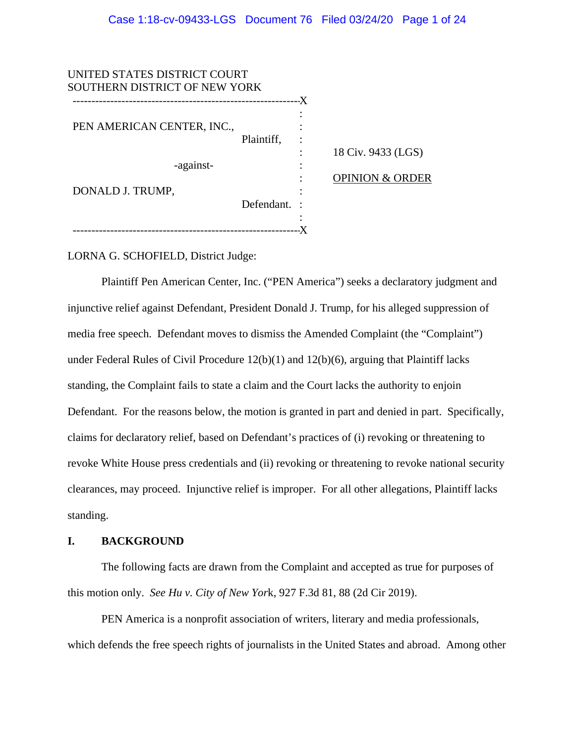UNITED STATES DISTRICT COURT
SOUTHERN DISTRICT OF NEW YORK

PEN AMERICAN CENTER, INC.,
Plaintiff,

-against-

DONALD J. TRUMP,
Defendant.

18 Civ. 9433 (LGS)

OPINION & ORDER

LORNA G. SCHOFIELD, District Judge:

Plaintiff Pen American Center, Inc. ("PEN America") seeks a declaratory judgment and injunctive relief against Defendant, President Donald J. Trump, for his alleged suppression of media free speech. Defendant moves to dismiss the Amended Complaint (the "Complaint") under Federal Rules of Civil Procedure 12(b)(1) and 12(b)(6), arguing that Plaintiff lacks standing, the Complaint fails to state a claim and the Court lacks the authority to enjoin Defendant. For the reasons below, the motion is granted in part and denied in part. Specifically, claims for declaratory relief, based on Defendant's practices of (i) revoking or threatening to revoke White House press credentials and (ii) revoking or threatening to revoke national security clearances, may proceed. Injunctive relief is improper. For all other allegations, Plaintiff lacks standing.

## I. BACKGROUND

The following facts are drawn from the Complaint and accepted as true for purposes of this motion only. *See Hu v. City of New York*, 927 F.3d 81, 88 (2d Cir 2019).

PEN America is a nonprofit association of writers, literary and media professionals, which defends the free speech rights of journalists in the United States and abroad. Among other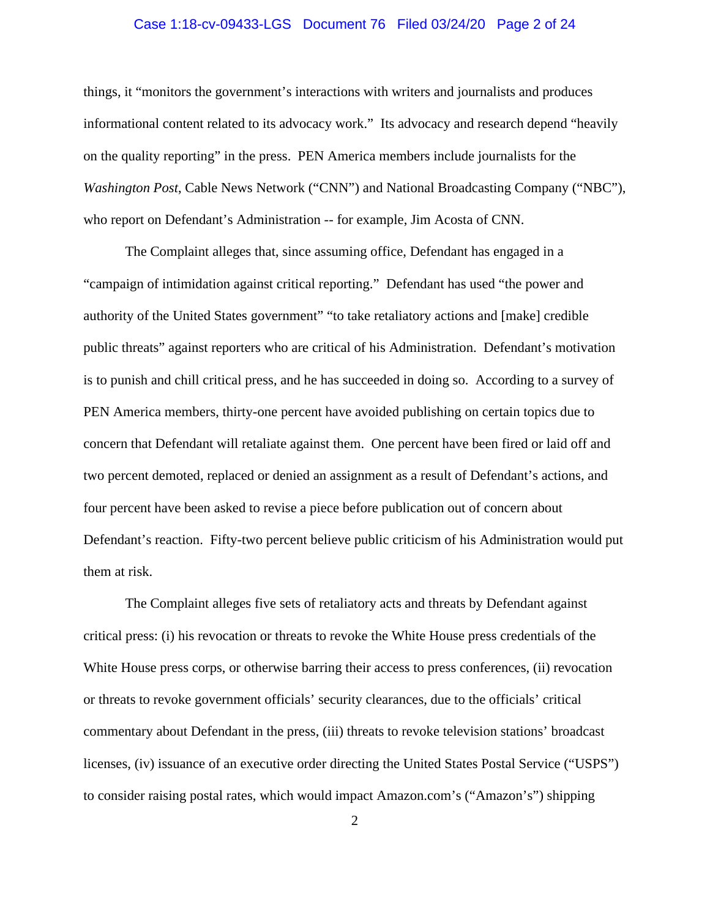things, it "monitors the government's interactions with writers and journalists and produces informational content related to its advocacy work." Its advocacy and research depend "heavily on the quality reporting" in the press. PEN America members include journalists for the *Washington Post*, Cable News Network ("CNN") and National Broadcasting Company ("NBC"), who report on Defendant's Administration -- for example, Jim Acosta of CNN.

The Complaint alleges that, since assuming office, Defendant has engaged in a "campaign of intimidation against critical reporting." Defendant has used "the power and authority of the United States government" "to take retaliatory actions and [make] credible public threats" against reporters who are critical of his Administration. Defendant's motivation is to punish and chill critical press, and he has succeeded in doing so. According to a survey of PEN America members, thirty-one percent have avoided publishing on certain topics due to concern that Defendant will retaliate against them. One percent have been fired or laid off and two percent demoted, replaced or denied an assignment as a result of Defendant's actions, and four percent have been asked to revise a piece before publication out of concern about Defendant's reaction. Fifty-two percent believe public criticism of his Administration would put them at risk.

The Complaint alleges five sets of retaliatory acts and threats by Defendant against critical press: (i) his revocation or threats to revoke the White House press credentials of the White House press corps, or otherwise barring their access to press conferences, (ii) revocation or threats to revoke government officials' security clearances, due to the officials' critical commentary about Defendant in the press, (iii) threats to revoke television stations' broadcast licenses, (iv) issuance of an executive order directing the United States Postal Service ("USPS") to consider raising postal rates, which would impact Amazon.com's ("Amazon's") shipping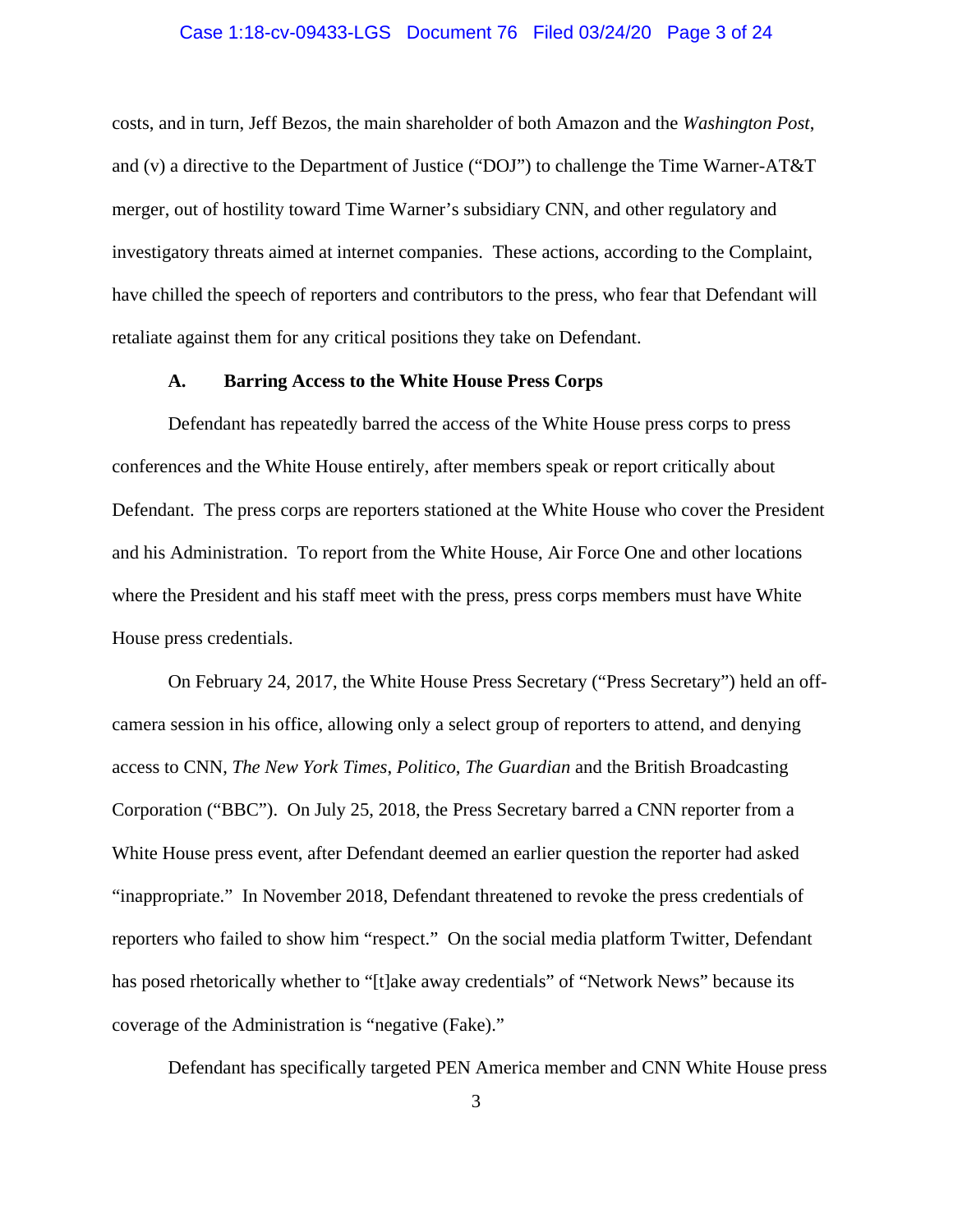costs, and in turn, Jeff Bezos, the main shareholder of both Amazon and the *Washington Post*, and (v) a directive to the Department of Justice ("DOJ") to challenge the Time Warner-AT&T merger, out of hostility toward Time Warner's subsidiary CNN, and other regulatory and investigatory threats aimed at internet companies. These actions, according to the Complaint, have chilled the speech of reporters and contributors to the press, who fear that Defendant will retaliate against them for any critical positions they take on Defendant.

### A. Barring Access to the White House Press Corps

Defendant has repeatedly barred the access of the White House press corps to press conferences and the White House entirely, after members speak or report critically about Defendant. The press corps are reporters stationed at the White House who cover the President and his Administration. To report from the White House, Air Force One and other locations where the President and his staff meet with the press, press corps members must have White House press credentials.

On February 24, 2017, the White House Press Secretary ("Press Secretary") held an off-camera session in his office, allowing only a select group of reporters to attend, and denying access to CNN, *The New York Times*, *Politico*, *The Guardian* and the British Broadcasting Corporation ("BBC"). On July 25, 2018, the Press Secretary barred a CNN reporter from a White House press event, after Defendant deemed an earlier question the reporter had asked "inappropriate." In November 2018, Defendant threatened to revoke the press credentials of reporters who failed to show him "respect." On the social media platform Twitter, Defendant has posed rhetorically whether to "[t]ake away credentials" of "Network News" because its coverage of the Administration is "negative (Fake)."

Defendant has specifically targeted PEN America member and CNN White House press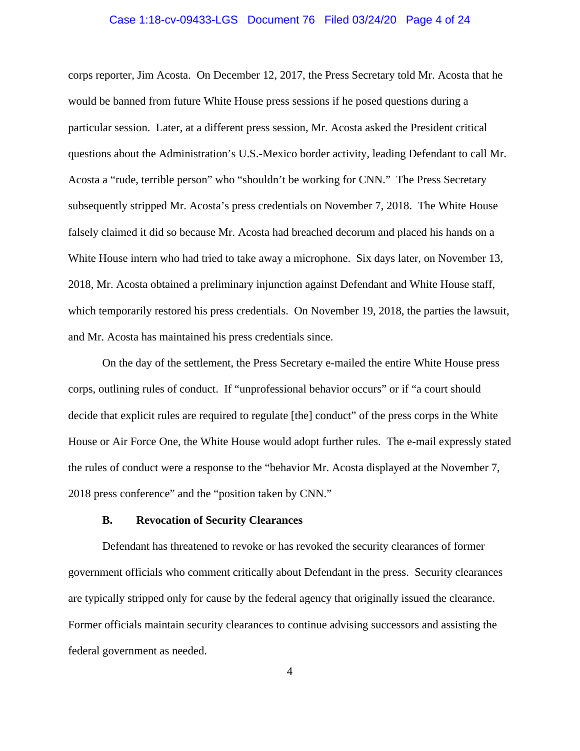corps reporter, Jim Acosta. On December 12, 2017, the Press Secretary told Mr. Acosta that he would be banned from future White House press sessions if he posed questions during a particular session. Later, at a different press session, Mr. Acosta asked the President critical questions about the Administration's U.S.-Mexico border activity, leading Defendant to call Mr. Acosta a "rude, terrible person" who "shouldn't be working for CNN." The Press Secretary subsequently stripped Mr. Acosta's press credentials on November 7, 2018. The White House falsely claimed it did so because Mr. Acosta had breached decorum and placed his hands on a White House intern who had tried to take away a microphone. Six days later, on November 13, 2018, Mr. Acosta obtained a preliminary injunction against Defendant and White House staff, which temporarily restored his press credentials. On November 19, 2018, the parties the lawsuit, and Mr. Acosta has maintained his press credentials since.

On the day of the settlement, the Press Secretary e-mailed the entire White House press corps, outlining rules of conduct. If "unprofessional behavior occurs" or if "a court should decide that explicit rules are required to regulate [the] conduct" of the press corps in the White House or Air Force One, the White House would adopt further rules. The e-mail expressly stated the rules of conduct were a response to the "behavior Mr. Acosta displayed at the November 7, 2018 press conference" and the "position taken by CNN."

### B. Revocation of Security Clearances

Defendant has threatened to revoke or has revoked the security clearances of former government officials who comment critically about Defendant in the press. Security clearances are typically stripped only for cause by the federal agency that originally issued the clearance. Former officials maintain security clearances to continue advising successors and assisting the federal government as needed.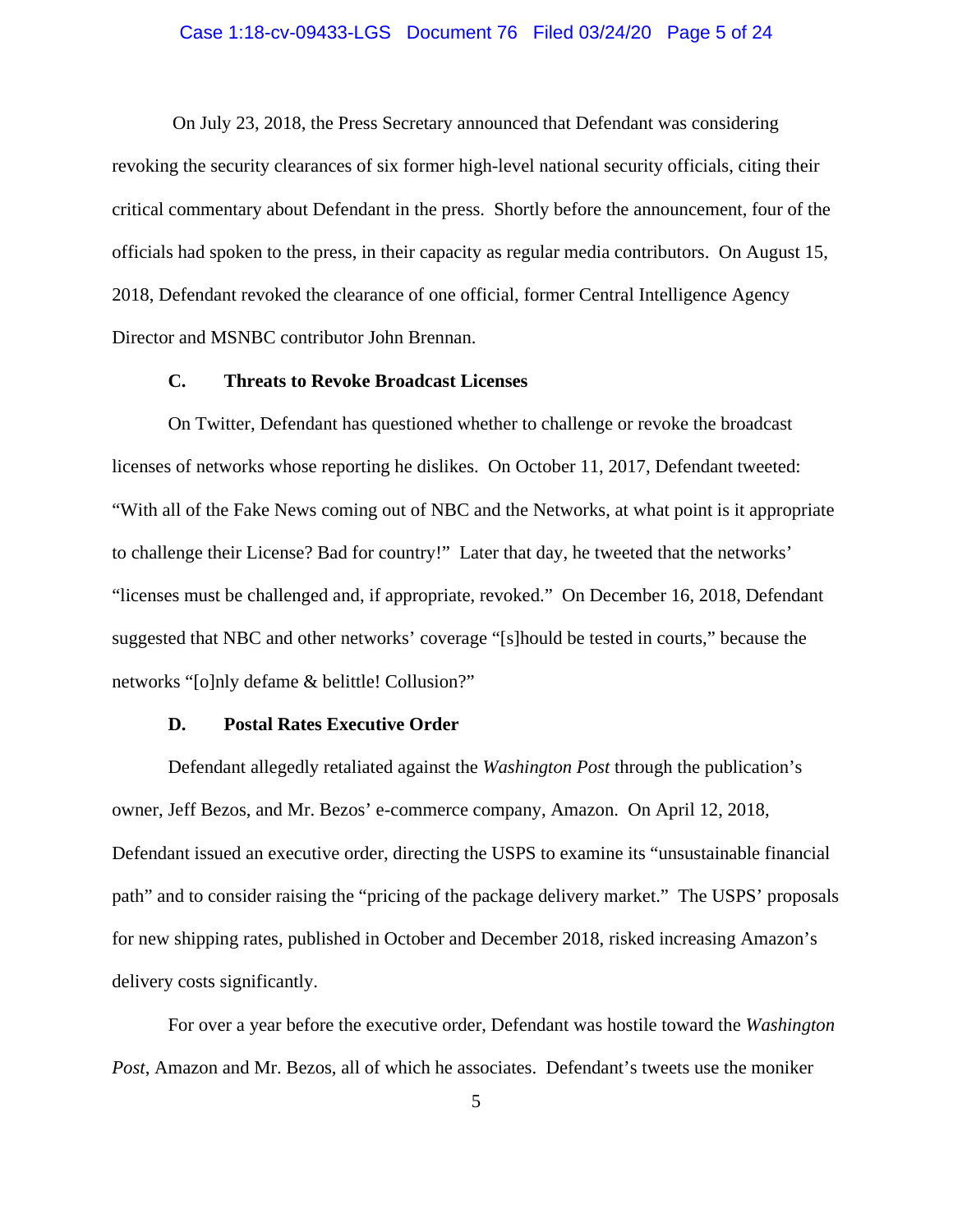On July 23, 2018, the Press Secretary announced that Defendant was considering revoking the security clearances of six former high-level national security officials, citing their critical commentary about Defendant in the press. Shortly before the announcement, four of the officials had spoken to the press, in their capacity as regular media contributors. On August 15, 2018, Defendant revoked the clearance of one official, former Central Intelligence Agency Director and MSNBC contributor John Brennan.

### C. Threats to Revoke Broadcast Licenses

On Twitter, Defendant has questioned whether to challenge or revoke the broadcast licenses of networks whose reporting he dislikes. On October 11, 2017, Defendant tweeted: "With all of the Fake News coming out of NBC and the Networks, at what point is it appropriate to challenge their License? Bad for country!" Later that day, he tweeted that the networks' "licenses must be challenged and, if appropriate, revoked." On December 16, 2018, Defendant suggested that NBC and other networks' coverage "[s]hould be tested in courts," because the networks "[o]nly defame & belittle! Collusion?"

### D. Postal Rates Executive Order

Defendant allegedly retaliated against the *Washington Post* through the publication's owner, Jeff Bezos, and Mr. Bezos' e-commerce company, Amazon. On April 12, 2018, Defendant issued an executive order, directing the USPS to examine its "unsustainable financial path" and to consider raising the "pricing of the package delivery market." The USPS' proposals for new shipping rates, published in October and December 2018, risked increasing Amazon's delivery costs significantly.

For over a year before the executive order, Defendant was hostile toward the *Washington Post*, Amazon and Mr. Bezos, all of which he associates. Defendant's tweets use the moniker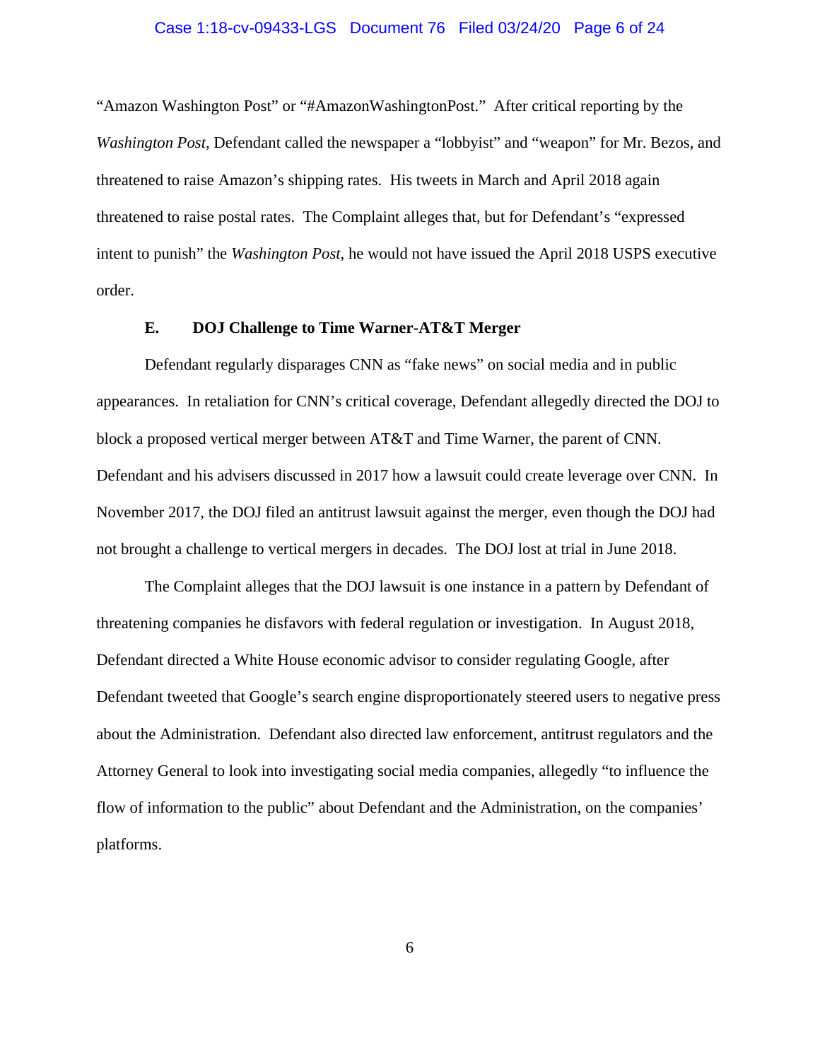"Amazon Washington Post" or "#AmazonWashingtonPost." After critical reporting by the *Washington Post*, Defendant called the newspaper a "lobbyist" and "weapon" for Mr. Bezos, and threatened to raise Amazon's shipping rates. His tweets in March and April 2018 again threatened to raise postal rates. The Complaint alleges that, but for Defendant's "expressed intent to punish" the *Washington Post*, he would not have issued the April 2018 USPS executive order.

### E. DOJ Challenge to Time Warner-AT&T Merger

Defendant regularly disparages CNN as "fake news" on social media and in public appearances. In retaliation for CNN's critical coverage, Defendant allegedly directed the DOJ to block a proposed vertical merger between AT&T and Time Warner, the parent of CNN. Defendant and his advisers discussed in 2017 how a lawsuit could create leverage over CNN. In November 2017, the DOJ filed an antitrust lawsuit against the merger, even though the DOJ had not brought a challenge to vertical mergers in decades. The DOJ lost at trial in June 2018.

The Complaint alleges that the DOJ lawsuit is one instance in a pattern by Defendant of threatening companies he disfavors with federal regulation or investigation. In August 2018, Defendant directed a White House economic advisor to consider regulating Google, after Defendant tweeted that Google's search engine disproportionately steered users to negative press about the Administration. Defendant also directed law enforcement, antitrust regulators and the Attorney General to look into investigating social media companies, allegedly "to influence the flow of information to the public" about Defendant and the Administration, on the companies' platforms.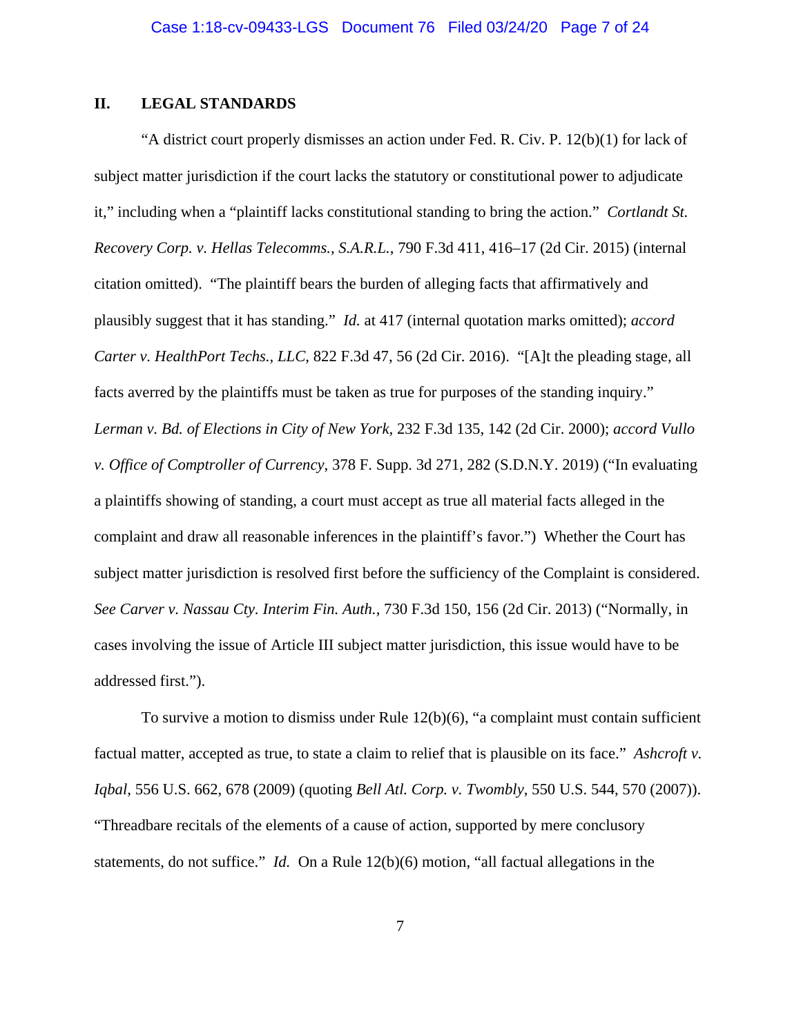## II. LEGAL STANDARDS

"A district court properly dismisses an action under Fed. R. Civ. P. 12(b)(1) for lack of subject matter jurisdiction if the court lacks the statutory or constitutional power to adjudicate it," including when a "plaintiff lacks constitutional standing to bring the action." *Cortlandt St. Recovery Corp. v. Hellas Telecomms., S.A.R.L.*, 790 F.3d 411, 416–17 (2d Cir. 2015) (internal citation omitted). "The plaintiff bears the burden of alleging facts that affirmatively and plausibly suggest that it has standing." *Id.* at 417 (internal quotation marks omitted); *accord Carter v. HealthPort Techs., LLC*, 822 F.3d 47, 56 (2d Cir. 2016). "[A]t the pleading stage, all facts averred by the plaintiffs must be taken as true for purposes of the standing inquiry." *Lerman v. Bd. of Elections in City of New York*, 232 F.3d 135, 142 (2d Cir. 2000); *accord Vullo v. Office of Comptroller of Currency*, 378 F. Supp. 3d 271, 282 (S.D.N.Y. 2019) ("In evaluating a plaintiffs showing of standing, a court must accept as true all material facts alleged in the complaint and draw all reasonable inferences in the plaintiff's favor.") Whether the Court has subject matter jurisdiction is resolved first before the sufficiency of the Complaint is considered. *See Carver v. Nassau Cty. Interim Fin. Auth.*, 730 F.3d 150, 156 (2d Cir. 2013) ("Normally, in cases involving the issue of Article III subject matter jurisdiction, this issue would have to be addressed first.").

To survive a motion to dismiss under Rule 12(b)(6), "a complaint must contain sufficient factual matter, accepted as true, to state a claim to relief that is plausible on its face." *Ashcroft v. Iqbal*, 556 U.S. 662, 678 (2009) (quoting *Bell Atl. Corp. v. Twombly*, 550 U.S. 544, 570 (2007)). "Threadbare recitals of the elements of a cause of action, supported by mere conclusory statements, do not suffice." *Id.* On a Rule 12(b)(6) motion, "all factual allegations in the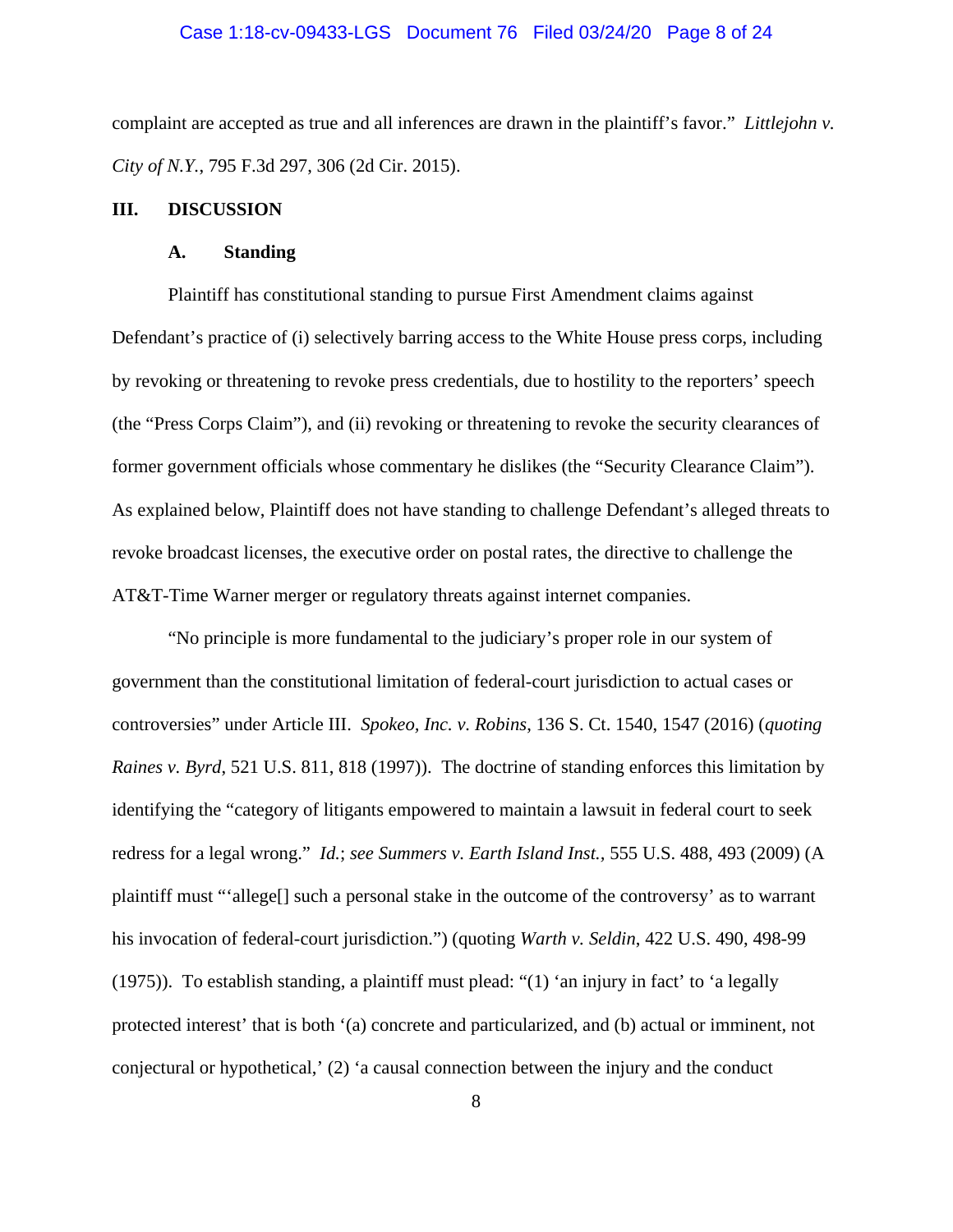complaint are accepted as true and all inferences are drawn in the plaintiff's favor." *Littlejohn v. City of N.Y.*, 795 F.3d 297, 306 (2d Cir. 2015).

## III. DISCUSSION

### A. Standing

Plaintiff has constitutional standing to pursue First Amendment claims against Defendant's practice of (i) selectively barring access to the White House press corps, including by revoking or threatening to revoke press credentials, due to hostility to the reporters' speech (the "Press Corps Claim"), and (ii) revoking or threatening to revoke the security clearances of former government officials whose commentary he dislikes (the "Security Clearance Claim"). As explained below, Plaintiff does not have standing to challenge Defendant's alleged threats to revoke broadcast licenses, the executive order on postal rates, the directive to challenge the AT&T-Time Warner merger or regulatory threats against internet companies.

"No principle is more fundamental to the judiciary's proper role in our system of government than the constitutional limitation of federal-court jurisdiction to actual cases or controversies" under Article III. *Spokeo, Inc. v. Robins*, 136 S. Ct. 1540, 1547 (2016) (*quoting Raines v. Byrd*, 521 U.S. 811, 818 (1997)). The doctrine of standing enforces this limitation by identifying the "category of litigants empowered to maintain a lawsuit in federal court to seek redress for a legal wrong." *Id.*; *see Summers v. Earth Island Inst.*, 555 U.S. 488, 493 (2009) (A plaintiff must "'allege[] such a personal stake in the outcome of the controversy' as to warrant his invocation of federal-court jurisdiction.") (quoting *Warth v. Seldin*, 422 U.S. 490, 498-99 (1975)). To establish standing, a plaintiff must plead: "(1) 'an injury in fact' to 'a legally protected interest' that is both '(a) concrete and particularized, and (b) actual or imminent, not conjectural or hypothetical,' (2) 'a causal connection between the injury and the conduct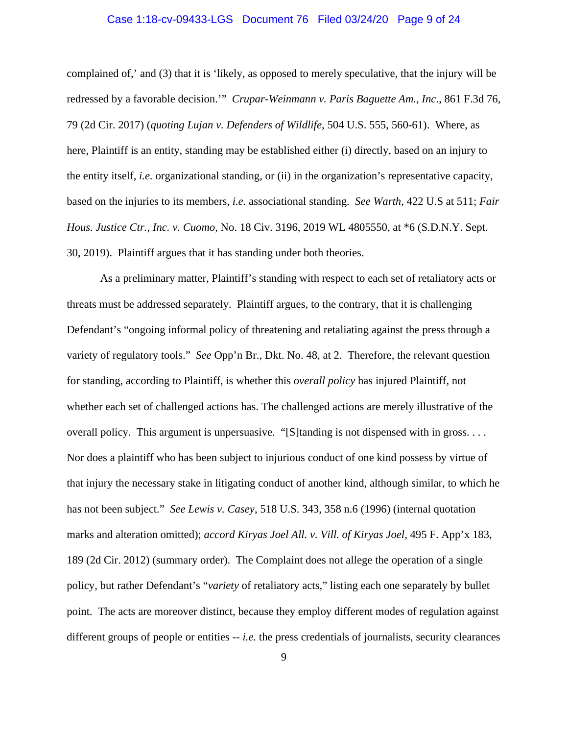complained of,' and (3) that it is 'likely, as opposed to merely speculative, that the injury will be redressed by a favorable decision.'" *Crupar-Weinmann v. Paris Baguette Am., Inc*., 861 F.3d 76, 79 (2d Cir. 2017) (*quoting Lujan v. Defenders of Wildlife*, 504 U.S. 555, 560-61). Where, as here, Plaintiff is an entity, standing may be established either (i) directly, based on an injury to the entity itself, *i.e.* organizational standing, or (ii) in the organization's representative capacity, based on the injuries to its members, *i.e.* associational standing. *See Warth*, 422 U.S at 511; *Fair Hous. Justice Ctr., Inc. v. Cuomo*, No. 18 Civ. 3196, 2019 WL 4805550, at *6 (S.D.N.Y. Sept. 30, 2019). Plaintiff argues that it has standing under both theories.

As a preliminary matter, Plaintiff's standing with respect to each set of retaliatory acts or threats must be addressed separately. Plaintiff argues, to the contrary, that it is challenging Defendant's "ongoing informal policy of threatening and retaliating against the press through a variety of regulatory tools." *See* Opp'n Br., Dkt. No. 48, at 2. Therefore, the relevant question for standing, according to Plaintiff, is whether this *overall policy* has injured Plaintiff, not whether each set of challenged actions has. The challenged actions are merely illustrative of the overall policy. This argument is unpersuasive. "[S]tanding is not dispensed with in gross. . . . Nor does a plaintiff who has been subject to injurious conduct of one kind possess by virtue of that injury the necessary stake in litigating conduct of another kind, although similar, to which he has not been subject." *See Lewis v. Casey*, 518 U.S. 343, 358 n.6 (1996) (internal quotation marks and alteration omitted); *accord Kiryas Joel All. v. Vill. of Kiryas Joel*, 495 F. App'x 183, 189 (2d Cir. 2012) (summary order). The Complaint does not allege the operation of a single policy, but rather Defendant's "*variety* of retaliatory acts," listing each one separately by bullet point. The acts are moreover distinct, because they employ different modes of regulation against different groups of people or entities -- *i.e.* the press credentials of journalists, security clearances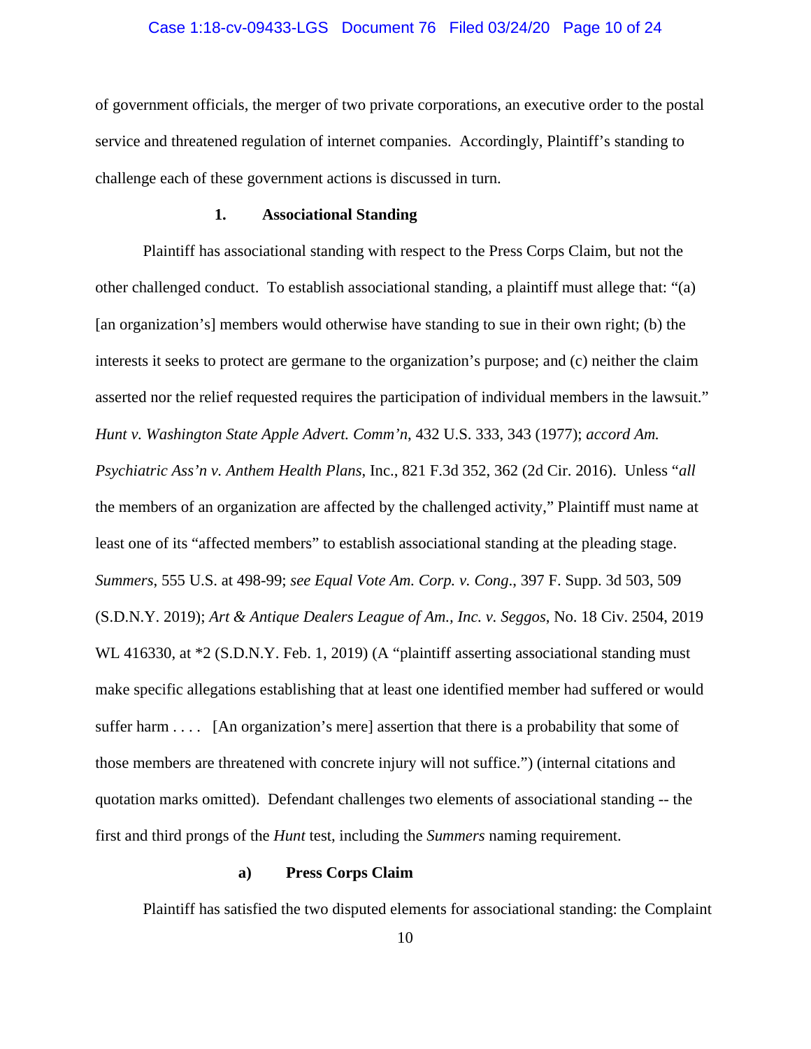of government officials, the merger of two private corporations, an executive order to the postal service and threatened regulation of internet companies. Accordingly, Plaintiff's standing to challenge each of these government actions is discussed in turn.

### 1. Associational Standing

Plaintiff has associational standing with respect to the Press Corps Claim, but not the other challenged conduct. To establish associational standing, a plaintiff must allege that: "(a) [an organization's] members would otherwise have standing to sue in their own right; (b) the interests it seeks to protect are germane to the organization's purpose; and (c) neither the claim asserted nor the relief requested requires the participation of individual members in the lawsuit." *Hunt v. Washington State Apple Advert. Comm'n*, 432 U.S. 333, 343 (1977); *accord Am. Psychiatric Ass'n v. Anthem Health Plans*, Inc., 821 F.3d 352, 362 (2d Cir. 2016). Unless "*all* the members of an organization are affected by the challenged activity," Plaintiff must name at least one of its "affected members" to establish associational standing at the pleading stage. *Summers*, 555 U.S. at 498-99; *see Equal Vote Am. Corp. v. Cong*., 397 F. Supp. 3d 503, 509 (S.D.N.Y. 2019); *Art & Antique Dealers League of Am., Inc. v. Seggos*, No. 18 Civ. 2504, 2019 WL 416330, at *2 (S.D.N.Y. Feb. 1, 2019) (A "plaintiff asserting associational standing must make specific allegations establishing that at least one identified member had suffered or would suffer harm . . . . [An organization's mere] assertion that there is a probability that some of those members are threatened with concrete injury will not suffice.") (internal citations and quotation marks omitted). Defendant challenges two elements of associational standing -- the first and third prongs of the *Hunt* test, including the *Summers* naming requirement.

#### a) Press Corps Claim

Plaintiff has satisfied the two disputed elements for associational standing: the Complaint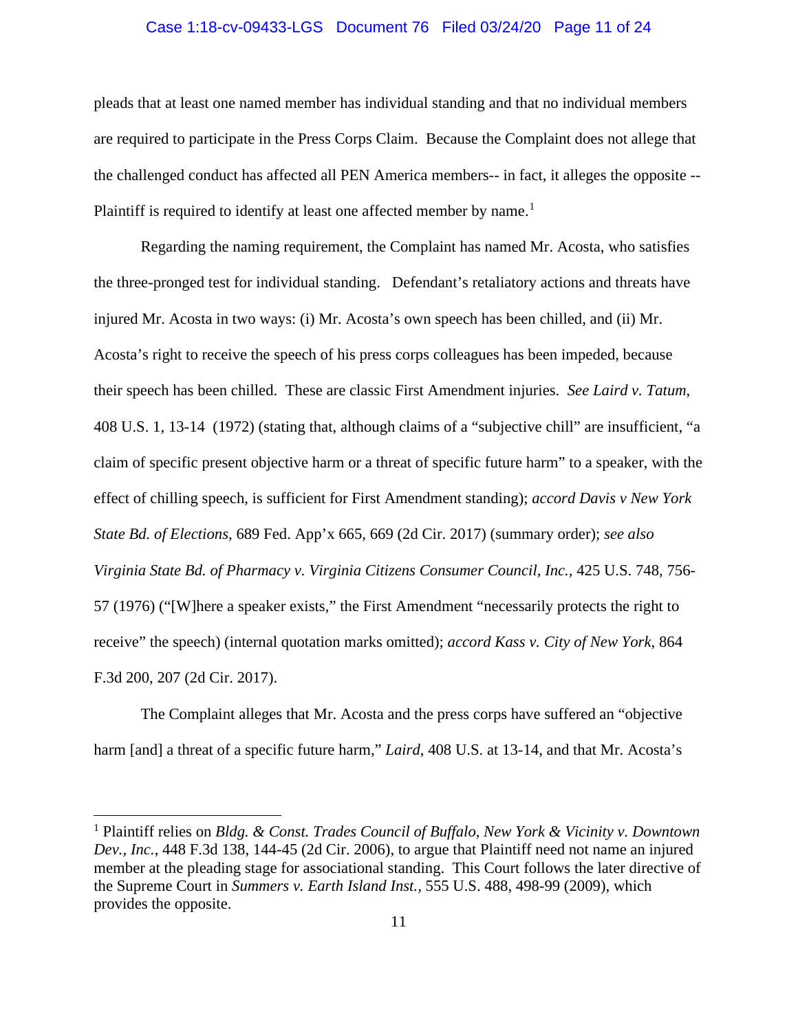pleads that at least one named member has individual standing and that no individual members are required to participate in the Press Corps Claim. Because the Complaint does not allege that the challenged conduct has affected all PEN America members-- in fact, it alleges the opposite -- Plaintiff is required to identify at least one affected member by name.[1]

Regarding the naming requirement, the Complaint has named Mr. Acosta, who satisfies the three-pronged test for individual standing. Defendant's retaliatory actions and threats have injured Mr. Acosta in two ways: (i) Mr. Acosta's own speech has been chilled, and (ii) Mr. Acosta's right to receive the speech of his press corps colleagues has been impeded, because their speech has been chilled. These are classic First Amendment injuries. *See Laird v. Tatum*, 408 U.S. 1, 13-14 (1972) (stating that, although claims of a "subjective chill" are insufficient, "a claim of specific present objective harm or a threat of specific future harm" to a speaker, with the effect of chilling speech, is sufficient for First Amendment standing); *accord Davis v New York State Bd. of Elections*, 689 Fed. App'x 665, 669 (2d Cir. 2017) (summary order); *see also Virginia State Bd. of Pharmacy v. Virginia Citizens Consumer Council, Inc.*, 425 U.S. 748, 756-57 (1976) ("[W]here a speaker exists," the First Amendment "necessarily protects the right to receive" the speech) (internal quotation marks omitted); *accord Kass v. City of New York*, 864 F.3d 200, 207 (2d Cir. 2017).

The Complaint alleges that Mr. Acosta and the press corps have suffered an "objective harm [and] a threat of a specific future harm," *Laird*, 408 U.S. at 13-14, and that Mr. Acosta's

---

[1] Plaintiff relies on *Bldg. & Const. Trades Council of Buffalo, New York & Vicinity v. Downtown Dev., Inc.*, 448 F.3d 138, 144-45 (2d Cir. 2006), to argue that Plaintiff need not name an injured member at the pleading stage for associational standing. This Court follows the later directive of the Supreme Court in *Summers v. Earth Island Inst.*, 555 U.S. 488, 498-99 (2009), which provides the opposite.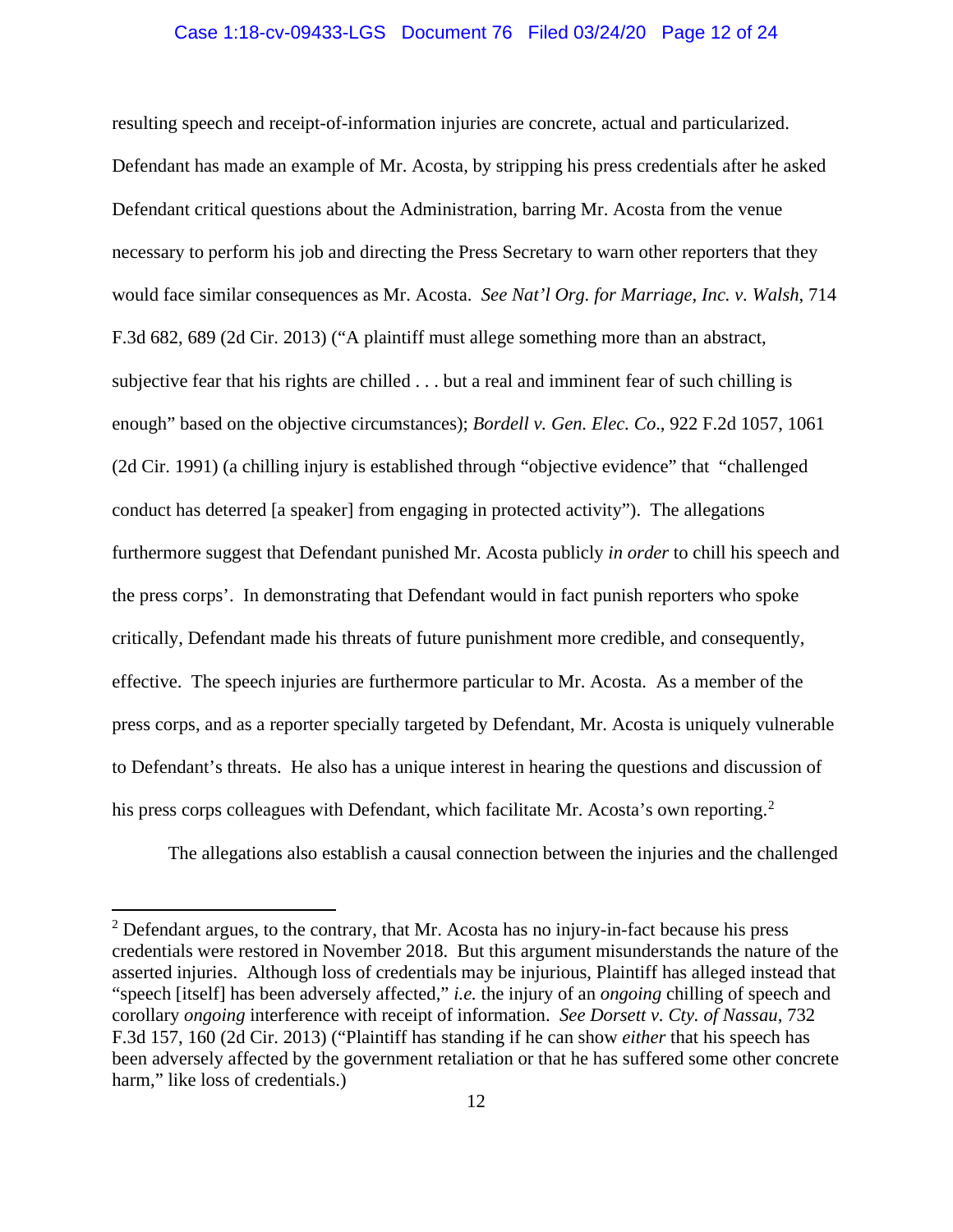resulting speech and receipt-of-information injuries are concrete, actual and particularized. Defendant has made an example of Mr. Acosta, by stripping his press credentials after he asked Defendant critical questions about the Administration, barring Mr. Acosta from the venue necessary to perform his job and directing the Press Secretary to warn other reporters that they would face similar consequences as Mr. Acosta. *See Nat'l Org. for Marriage, Inc. v. Walsh*, 714 F.3d 682, 689 (2d Cir. 2013) ("A plaintiff must allege something more than an abstract, subjective fear that his rights are chilled . . . but a real and imminent fear of such chilling is enough" based on the objective circumstances); *Bordell v. Gen. Elec. Co.*, 922 F.2d 1057, 1061 (2d Cir. 1991) (a chilling injury is established through "objective evidence" that "challenged conduct has deterred [a speaker] from engaging in protected activity"). The allegations furthermore suggest that Defendant punished Mr. Acosta publicly *in order* to chill his speech and the press corps'. In demonstrating that Defendant would in fact punish reporters who spoke critically, Defendant made his threats of future punishment more credible, and consequently, effective. The speech injuries are furthermore particular to Mr. Acosta. As a member of the press corps, and as a reporter specially targeted by Defendant, Mr. Acosta is uniquely vulnerable to Defendant's threats. He also has a unique interest in hearing the questions and discussion of his press corps colleagues with Defendant, which facilitate Mr. Acosta's own reporting.[2]

The allegations also establish a causal connection between the injuries and the challenged

---

[2] Defendant argues, to the contrary, that Mr. Acosta has no injury-in-fact because his press credentials were restored in November 2018. But this argument misunderstands the nature of the asserted injuries. Although loss of credentials may be injurious, Plaintiff has alleged instead that "speech [itself] has been adversely affected," *i.e.* the injury of an *ongoing* chilling of speech and corollary *ongoing* interference with receipt of information. *See Dorsett v. Cty. of Nassau*, 732 F.3d 157, 160 (2d Cir. 2013) ("Plaintiff has standing if he can show *either* that his speech has been adversely affected by the government retaliation or that he has suffered some other concrete harm," like loss of credentials.)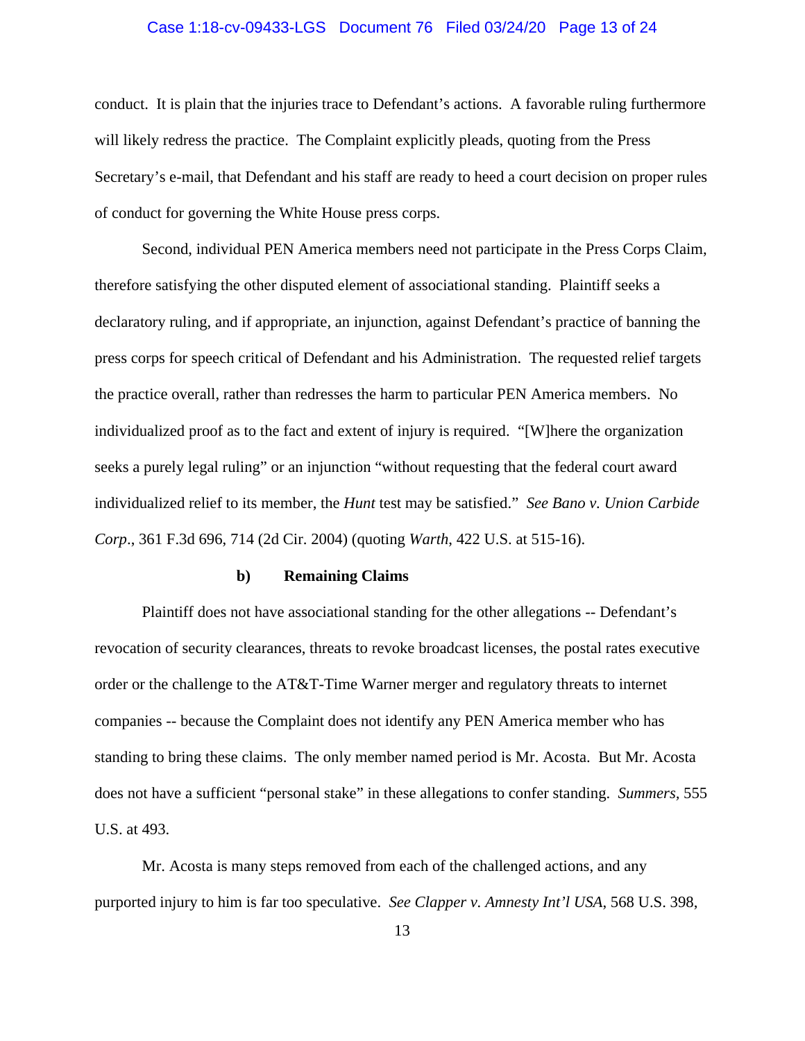conduct. It is plain that the injuries trace to Defendant's actions. A favorable ruling furthermore will likely redress the practice. The Complaint explicitly pleads, quoting from the Press Secretary's e-mail, that Defendant and his staff are ready to heed a court decision on proper rules of conduct for governing the White House press corps.

Second, individual PEN America members need not participate in the Press Corps Claim, therefore satisfying the other disputed element of associational standing. Plaintiff seeks a declaratory ruling, and if appropriate, an injunction, against Defendant's practice of banning the press corps for speech critical of Defendant and his Administration. The requested relief targets the practice overall, rather than redresses the harm to particular PEN America members. No individualized proof as to the fact and extent of injury is required. "[W]here the organization seeks a purely legal ruling" or an injunction "without requesting that the federal court award individualized relief to its member, the *Hunt* test may be satisfied." *See Bano v. Union Carbide Corp*., 361 F.3d 696, 714 (2d Cir. 2004) (quoting *Warth*, 422 U.S. at 515-16).

**b) Remaining Claims**

Plaintiff does not have associational standing for the other allegations -- Defendant's revocation of security clearances, threats to revoke broadcast licenses, the postal rates executive order or the challenge to the AT&T-Time Warner merger and regulatory threats to internet companies -- because the Complaint does not identify any PEN America member who has standing to bring these claims. The only member named period is Mr. Acosta. But Mr. Acosta does not have a sufficient "personal stake" in these allegations to confer standing. *Summers*, 555 U.S. at 493.

Mr. Acosta is many steps removed from each of the challenged actions, and any purported injury to him is far too speculative. *See Clapper v. Amnesty Int'l USA*, 568 U.S. 398,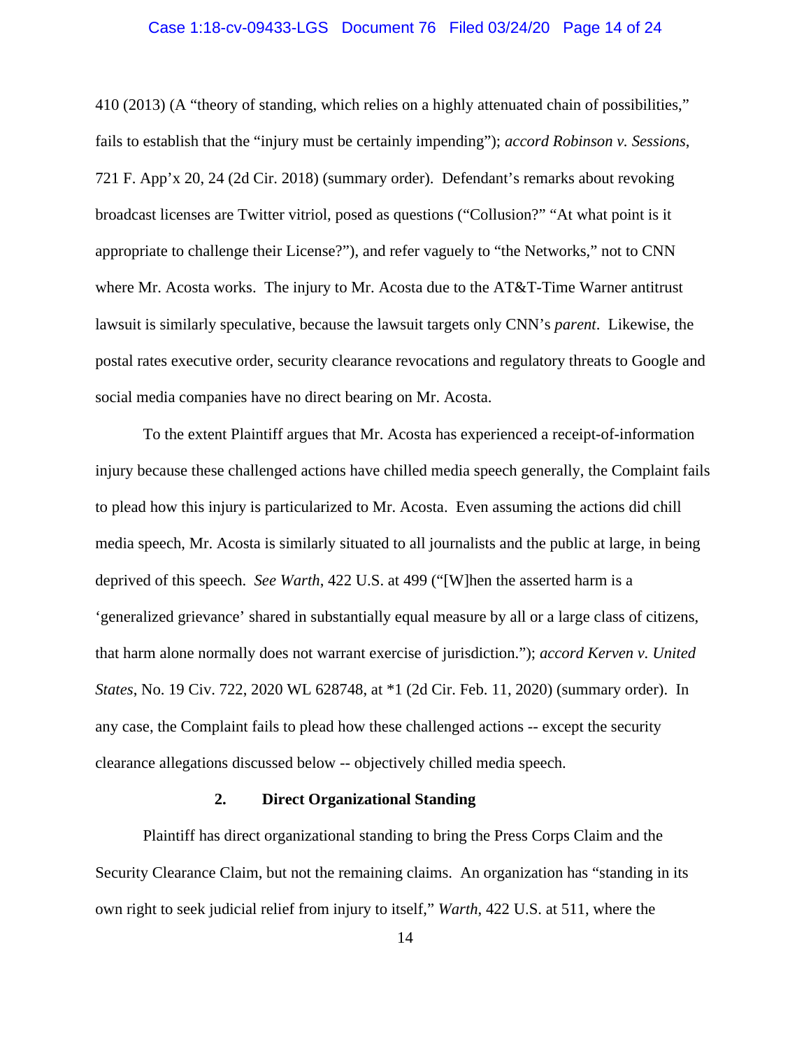410 (2013) (A "theory of standing, which relies on a highly attenuated chain of possibilities," fails to establish that the "injury must be certainly impending"); *accord Robinson v. Sessions*, 721 F. App'x 20, 24 (2d Cir. 2018) (summary order). Defendant's remarks about revoking broadcast licenses are Twitter vitriol, posed as questions ("Collusion?" "At what point is it appropriate to challenge their License?"), and refer vaguely to "the Networks," not to CNN where Mr. Acosta works. The injury to Mr. Acosta due to the AT&T-Time Warner antitrust lawsuit is similarly speculative, because the lawsuit targets only CNN's *parent*. Likewise, the postal rates executive order, security clearance revocations and regulatory threats to Google and social media companies have no direct bearing on Mr. Acosta.

To the extent Plaintiff argues that Mr. Acosta has experienced a receipt-of-information injury because these challenged actions have chilled media speech generally, the Complaint fails to plead how this injury is particularized to Mr. Acosta. Even assuming the actions did chill media speech, Mr. Acosta is similarly situated to all journalists and the public at large, in being deprived of this speech. *See Warth*, 422 U.S. at 499 ("[W]hen the asserted harm is a 'generalized grievance' shared in substantially equal measure by all or a large class of citizens, that harm alone normally does not warrant exercise of jurisdiction."); *accord Kerven v. United States*, No. 19 Civ. 722, 2020 WL 628748, at *1 (2d Cir. Feb. 11, 2020) (summary order). In any case, the Complaint fails to plead how these challenged actions -- except the security clearance allegations discussed below -- objectively chilled media speech.

**2. Direct Organizational Standing**

Plaintiff has direct organizational standing to bring the Press Corps Claim and the Security Clearance Claim, but not the remaining claims. An organization has "standing in its own right to seek judicial relief from injury to itself," *Warth*, 422 U.S. at 511, where the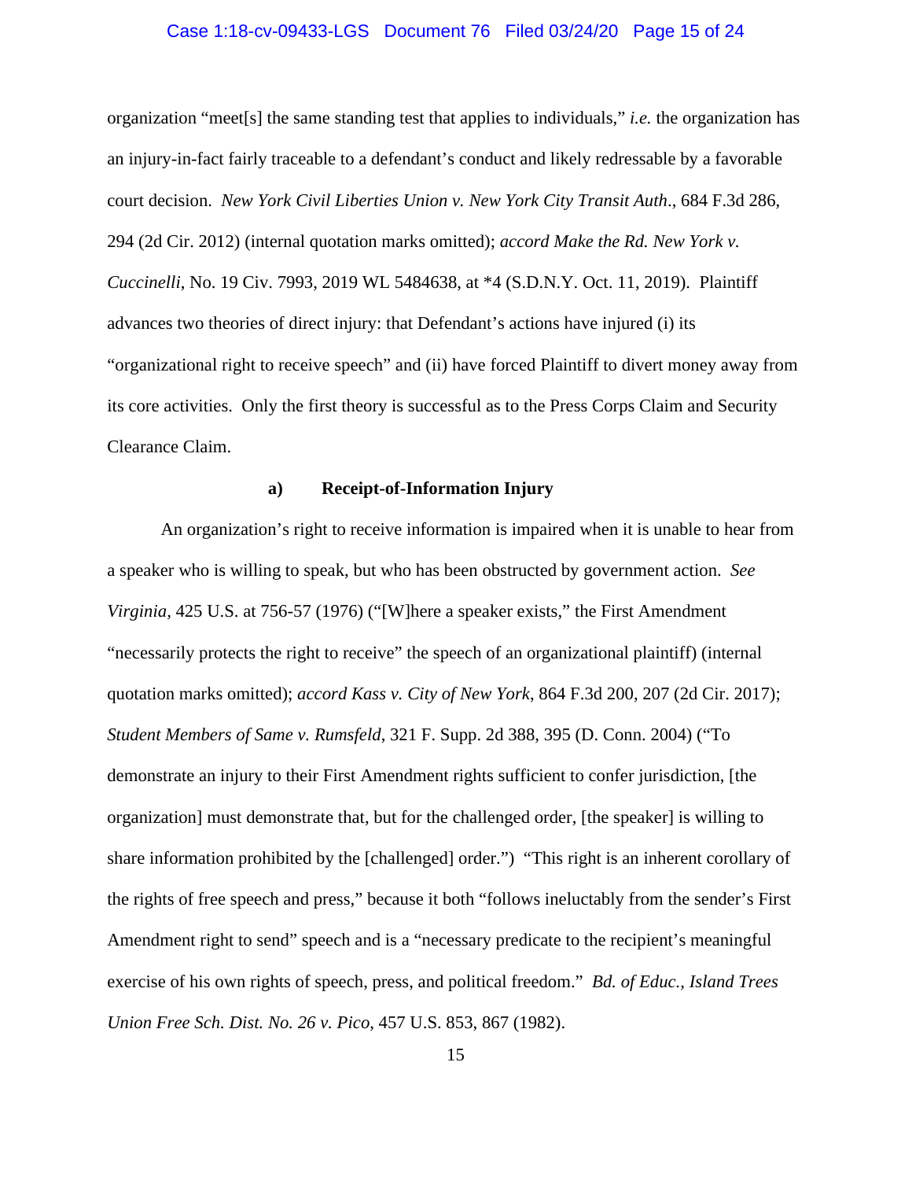organization "meet[s] the same standing test that applies to individuals," *i.e.* the organization has an injury-in-fact fairly traceable to a defendant's conduct and likely redressable by a favorable court decision. *New York Civil Liberties Union v. New York City Transit Auth*., 684 F.3d 286, 294 (2d Cir. 2012) (internal quotation marks omitted); *accord Make the Rd. New York v. Cuccinelli*, No. 19 Civ. 7993, 2019 WL 5484638, at *4 (S.D.N.Y. Oct. 11, 2019). Plaintiff advances two theories of direct injury: that Defendant's actions have injured (i) its "organizational right to receive speech" and (ii) have forced Plaintiff to divert money away from its core activities. Only the first theory is successful as to the Press Corps Claim and Security Clearance Claim.

**a) Receipt-of-Information Injury**

An organization's right to receive information is impaired when it is unable to hear from a speaker who is willing to speak, but who has been obstructed by government action. *See Virginia*, 425 U.S. at 756-57 (1976) ("[W]here a speaker exists," the First Amendment "necessarily protects the right to receive" the speech of an organizational plaintiff) (internal quotation marks omitted); *accord Kass v. City of New York*, 864 F.3d 200, 207 (2d Cir. 2017); *Student Members of Same v. Rumsfeld*, 321 F. Supp. 2d 388, 395 (D. Conn. 2004) ("To demonstrate an injury to their First Amendment rights sufficient to confer jurisdiction, [the organization] must demonstrate that, but for the challenged order, [the speaker] is willing to share information prohibited by the [challenged] order.") "This right is an inherent corollary of the rights of free speech and press," because it both "follows ineluctably from the sender's First Amendment right to send" speech and is a "necessary predicate to the recipient's meaningful exercise of his own rights of speech, press, and political freedom." *Bd. of Educ., Island Trees Union Free Sch. Dist. No. 26 v. Pico*, 457 U.S. 853, 867 (1982).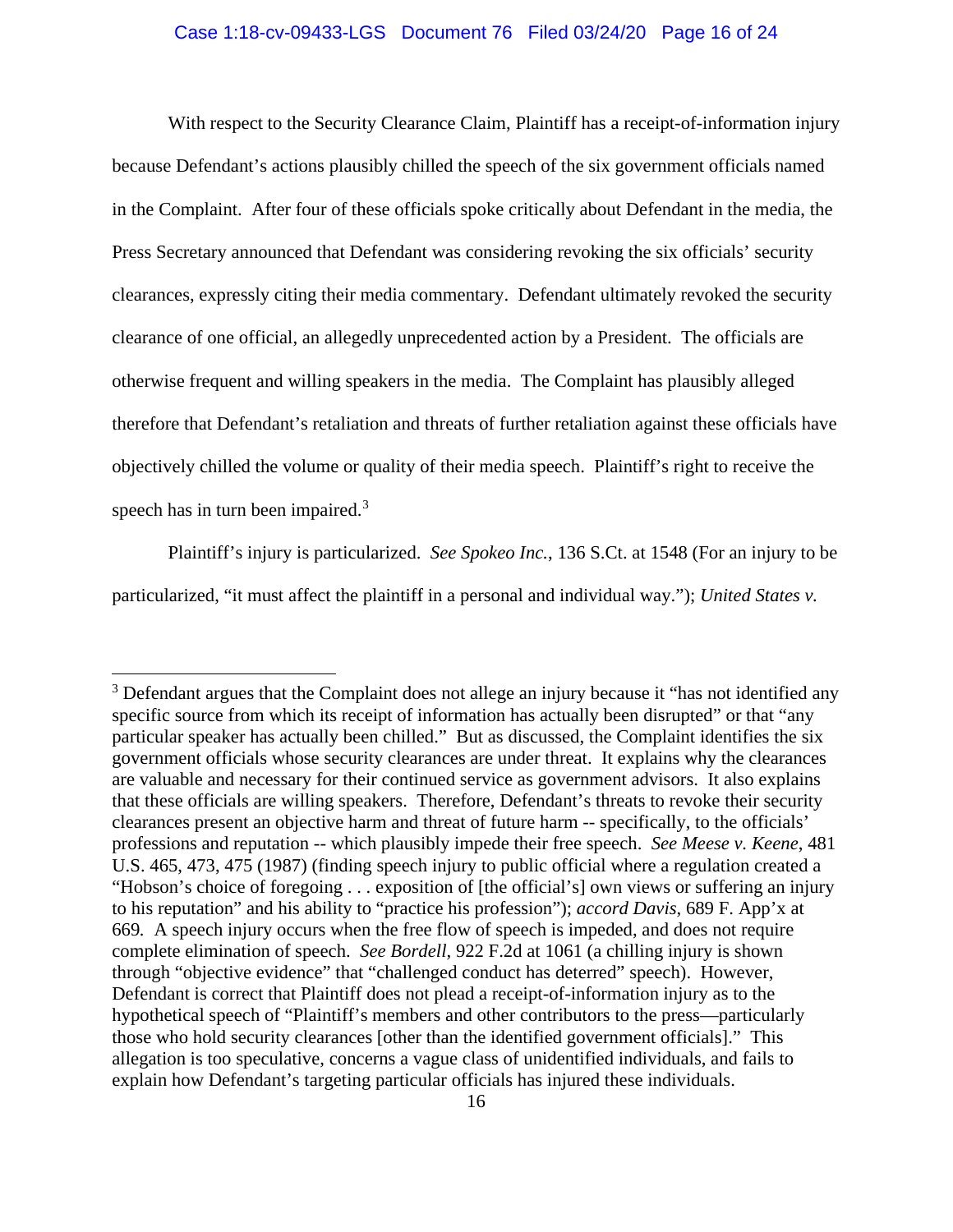With respect to the Security Clearance Claim, Plaintiff has a receipt-of-information injury because Defendant's actions plausibly chilled the speech of the six government officials named in the Complaint. After four of these officials spoke critically about Defendant in the media, the Press Secretary announced that Defendant was considering revoking the six officials' security clearances, expressly citing their media commentary. Defendant ultimately revoked the security clearance of one official, an allegedly unprecedented action by a President. The officials are otherwise frequent and willing speakers in the media. The Complaint has plausibly alleged therefore that Defendant's retaliation and threats of further retaliation against these officials have objectively chilled the volume or quality of their media speech. Plaintiff's right to receive the speech has in turn been impaired.[3]

Plaintiff's injury is particularized. *See Spokeo Inc.*, 136 S.Ct. at 1548 (For an injury to be particularized, "it must affect the plaintiff in a personal and individual way."); *United States v.*

---

[3] Defendant argues that the Complaint does not allege an injury because it "has not identified any specific source from which its receipt of information has actually been disrupted" or that "any particular speaker has actually been chilled." But as discussed, the Complaint identifies the six government officials whose security clearances are under threat. It explains why the clearances are valuable and necessary for their continued service as government advisors. It also explains that these officials are willing speakers. Therefore, Defendant's threats to revoke their security clearances present an objective harm and threat of future harm -- specifically, to the officials' professions and reputation -- which plausibly impede their free speech. *See Meese v. Keene*, 481 U.S. 465, 473, 475 (1987) (finding speech injury to public official where a regulation created a "Hobson's choice of foregoing . . . exposition of [the official's] own views or suffering an injury to his reputation" and his ability to "practice his profession"); *accord Davis*, 689 F. App'x at 669. A speech injury occurs when the free flow of speech is impeded, and does not require complete elimination of speech. *See Bordell*, 922 F.2d at 1061 (a chilling injury is shown through "objective evidence" that "challenged conduct has deterred" speech). However, Defendant is correct that Plaintiff does not plead a receipt-of-information injury as to the hypothetical speech of "Plaintiff's members and other contributors to the press—particularly those who hold security clearances [other than the identified government officials]." This allegation is too speculative, concerns a vague class of unidentified individuals, and fails to explain how Defendant's targeting particular officials has injured these individuals.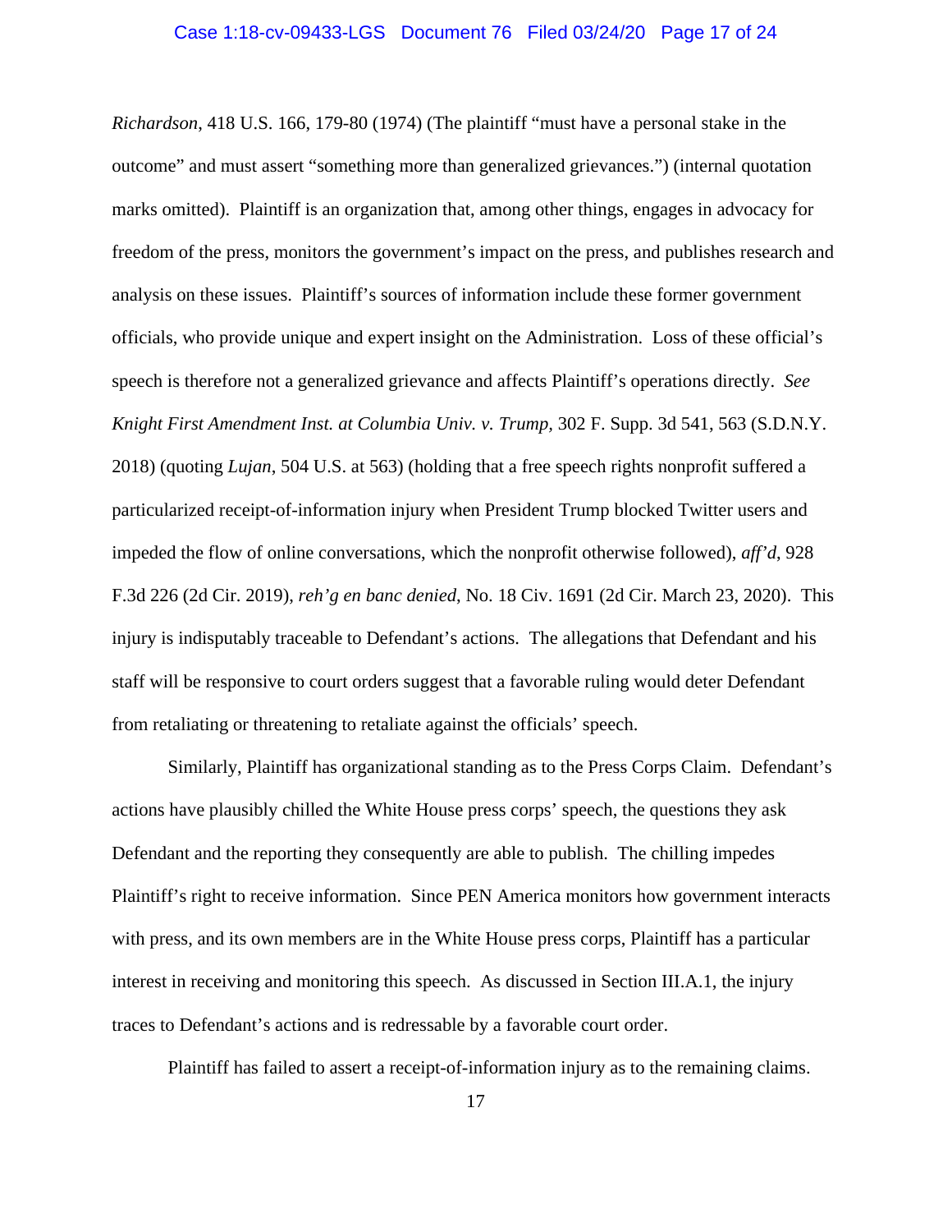*Richardson*, 418 U.S. 166, 179-80 (1974) (The plaintiff "must have a personal stake in the outcome" and must assert "something more than generalized grievances.") (internal quotation marks omitted). Plaintiff is an organization that, among other things, engages in advocacy for freedom of the press, monitors the government's impact on the press, and publishes research and analysis on these issues. Plaintiff's sources of information include these former government officials, who provide unique and expert insight on the Administration. Loss of these official's speech is therefore not a generalized grievance and affects Plaintiff's operations directly. *See Knight First Amendment Inst. at Columbia Univ. v. Trump*, 302 F. Supp. 3d 541, 563 (S.D.N.Y. 2018) (quoting *Lujan*, 504 U.S. at 563) (holding that a free speech rights nonprofit suffered a particularized receipt-of-information injury when President Trump blocked Twitter users and impeded the flow of online conversations, which the nonprofit otherwise followed), *aff'd*, 928 F.3d 226 (2d Cir. 2019), *reh'g en banc denied*, No. 18 Civ. 1691 (2d Cir. March 23, 2020). This injury is indisputably traceable to Defendant's actions. The allegations that Defendant and his staff will be responsive to court orders suggest that a favorable ruling would deter Defendant from retaliating or threatening to retaliate against the officials' speech.

Similarly, Plaintiff has organizational standing as to the Press Corps Claim. Defendant's actions have plausibly chilled the White House press corps' speech, the questions they ask Defendant and the reporting they consequently are able to publish. The chilling impedes Plaintiff's right to receive information. Since PEN America monitors how government interacts with press, and its own members are in the White House press corps, Plaintiff has a particular interest in receiving and monitoring this speech. As discussed in Section III.A.1, the injury traces to Defendant's actions and is redressable by a favorable court order.

Plaintiff has failed to assert a receipt-of-information injury as to the remaining claims.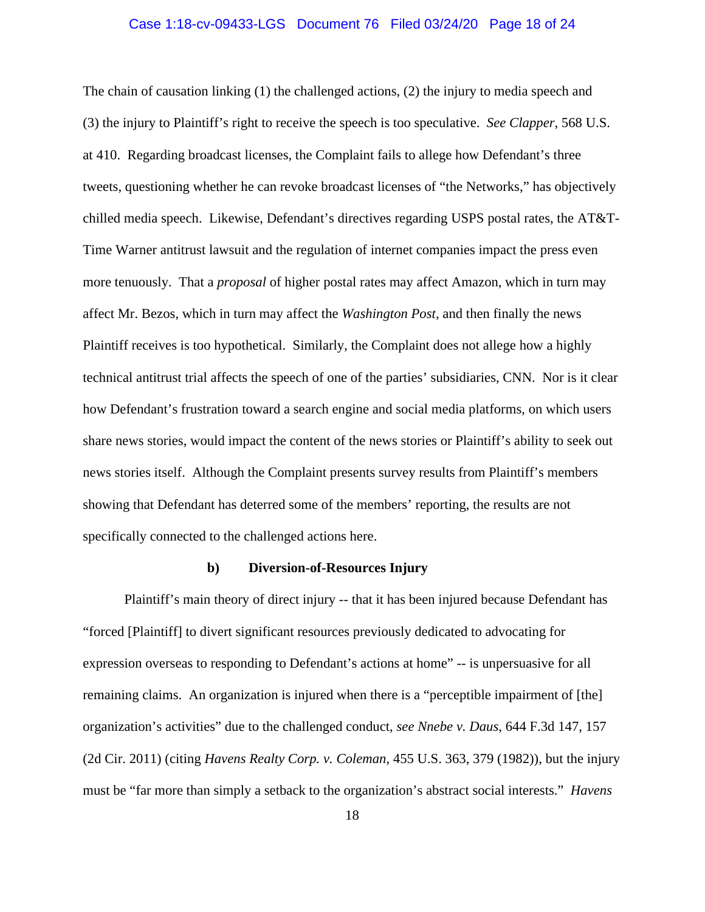The chain of causation linking (1) the challenged actions, (2) the injury to media speech and (3) the injury to Plaintiff's right to receive the speech is too speculative. *See Clapper*, 568 U.S. at 410. Regarding broadcast licenses, the Complaint fails to allege how Defendant's three tweets, questioning whether he can revoke broadcast licenses of "the Networks," has objectively chilled media speech. Likewise, Defendant's directives regarding USPS postal rates, the AT&T-Time Warner antitrust lawsuit and the regulation of internet companies impact the press even more tenuously. That a *proposal* of higher postal rates may affect Amazon, which in turn may affect Mr. Bezos, which in turn may affect the *Washington Post,* and then finally the news Plaintiff receives is too hypothetical. Similarly, the Complaint does not allege how a highly technical antitrust trial affects the speech of one of the parties' subsidiaries, CNN. Nor is it clear how Defendant's frustration toward a search engine and social media platforms, on which users share news stories, would impact the content of the news stories or Plaintiff's ability to seek out news stories itself. Although the Complaint presents survey results from Plaintiff's members showing that Defendant has deterred some of the members' reporting, the results are not specifically connected to the challenged actions here.

**b) Diversion-of-Resources Injury**

Plaintiff's main theory of direct injury -- that it has been injured because Defendant has "forced [Plaintiff] to divert significant resources previously dedicated to advocating for expression overseas to responding to Defendant's actions at home" -- is unpersuasive for all remaining claims. An organization is injured when there is a "perceptible impairment of [the] organization's activities" due to the challenged conduct, *see Nnebe v. Daus*, 644 F.3d 147, 157 (2d Cir. 2011) (citing *Havens Realty Corp. v. Coleman*, 455 U.S. 363, 379 (1982)), but the injury must be "far more than simply a setback to the organization's abstract social interests." *Havens*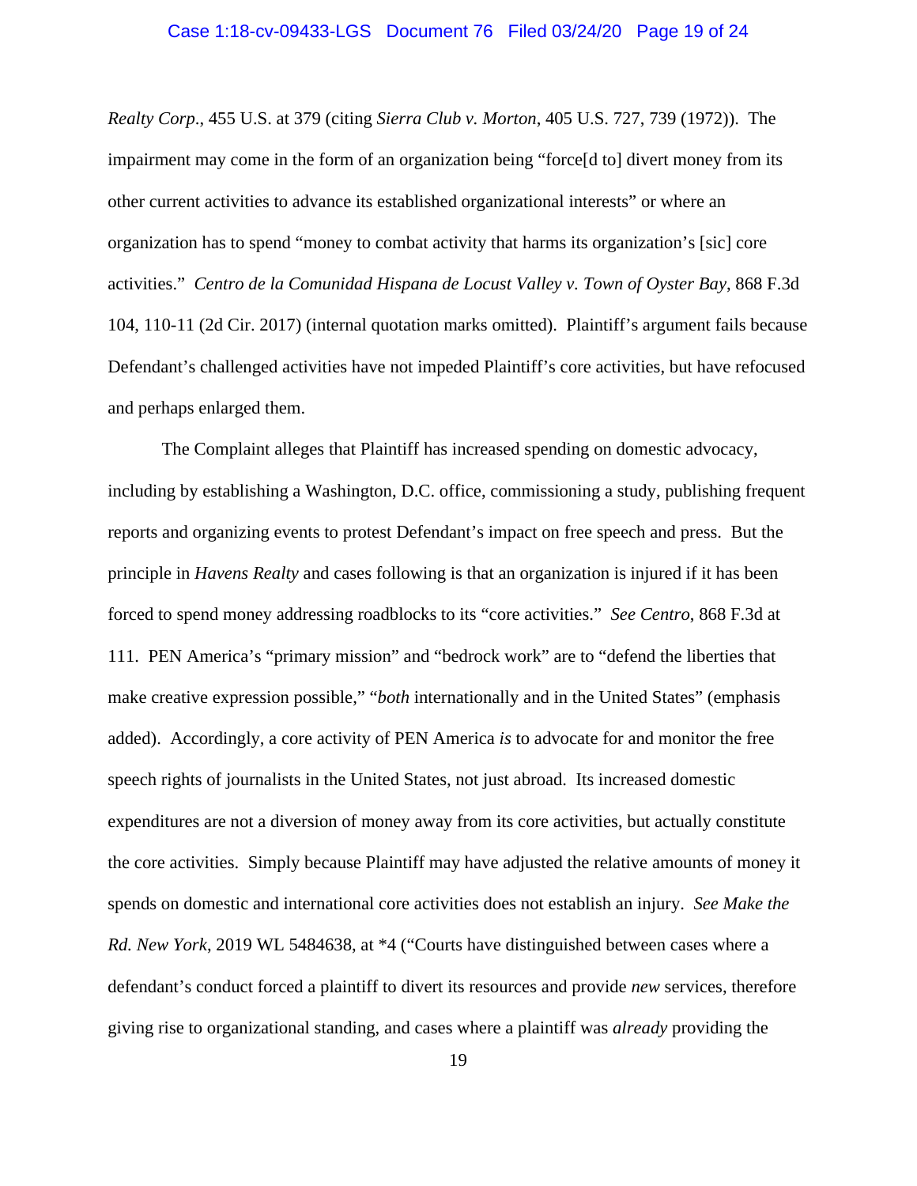*Realty Corp*., 455 U.S. at 379 (citing *Sierra Club v. Morton*, 405 U.S. 727, 739 (1972)). The impairment may come in the form of an organization being "force[d to] divert money from its other current activities to advance its established organizational interests" or where an organization has to spend "money to combat activity that harms its organization's [sic] core activities." *Centro de la Comunidad Hispana de Locust Valley v. Town of Oyster Bay*, 868 F.3d 104, 110-11 (2d Cir. 2017) (internal quotation marks omitted). Plaintiff's argument fails because Defendant's challenged activities have not impeded Plaintiff's core activities, but have refocused and perhaps enlarged them.

The Complaint alleges that Plaintiff has increased spending on domestic advocacy, including by establishing a Washington, D.C. office, commissioning a study, publishing frequent reports and organizing events to protest Defendant's impact on free speech and press. But the principle in *Havens Realty* and cases following is that an organization is injured if it has been forced to spend money addressing roadblocks to its "core activities." *See Centro*, 868 F.3d at 111. PEN America's "primary mission" and "bedrock work" are to "defend the liberties that make creative expression possible," "*both* internationally and in the United States" (emphasis added). Accordingly, a core activity of PEN America *is* to advocate for and monitor the free speech rights of journalists in the United States, not just abroad. Its increased domestic expenditures are not a diversion of money away from its core activities, but actually constitute the core activities. Simply because Plaintiff may have adjusted the relative amounts of money it spends on domestic and international core activities does not establish an injury. *See Make the Rd. New York*, 2019 WL 5484638, at *4 ("Courts have distinguished between cases where a defendant's conduct forced a plaintiff to divert its resources and provide *new* services, therefore giving rise to organizational standing, and cases where a plaintiff was *already* providing the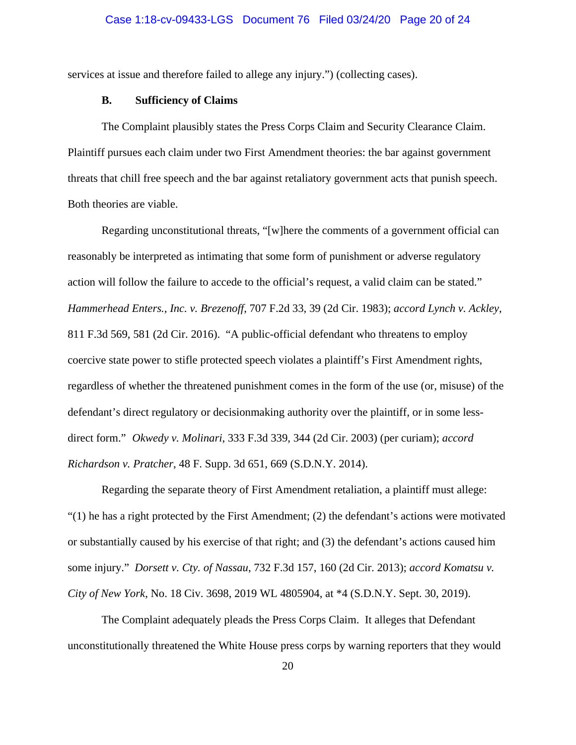services at issue and therefore failed to allege any injury.") (collecting cases).

### B. Sufficiency of Claims

The Complaint plausibly states the Press Corps Claim and Security Clearance Claim. Plaintiff pursues each claim under two First Amendment theories: the bar against government threats that chill free speech and the bar against retaliatory government acts that punish speech. Both theories are viable.

Regarding unconstitutional threats, "[w]here the comments of a government official can reasonably be interpreted as intimating that some form of punishment or adverse regulatory action will follow the failure to accede to the official's request, a valid claim can be stated." *Hammerhead Enters., Inc. v. Brezenoff*, 707 F.2d 33, 39 (2d Cir. 1983); *accord Lynch v. Ackley*, 811 F.3d 569, 581 (2d Cir. 2016). "A public-official defendant who threatens to employ coercive state power to stifle protected speech violates a plaintiff's First Amendment rights, regardless of whether the threatened punishment comes in the form of the use (or, misuse) of the defendant's direct regulatory or decisionmaking authority over the plaintiff, or in some less-direct form." *Okwedy v. Molinari*, 333 F.3d 339, 344 (2d Cir. 2003) (per curiam); *accord Richardson v. Pratcher*, 48 F. Supp. 3d 651, 669 (S.D.N.Y. 2014).

Regarding the separate theory of First Amendment retaliation, a plaintiff must allege: "(1) he has a right protected by the First Amendment; (2) the defendant's actions were motivated or substantially caused by his exercise of that right; and (3) the defendant's actions caused him some injury." *Dorsett v. Cty. of Nassau*, 732 F.3d 157, 160 (2d Cir. 2013); *accord Komatsu v. City of New York*, No. 18 Civ. 3698, 2019 WL 4805904, at *4 (S.D.N.Y. Sept. 30, 2019).

The Complaint adequately pleads the Press Corps Claim. It alleges that Defendant unconstitutionally threatened the White House press corps by warning reporters that they would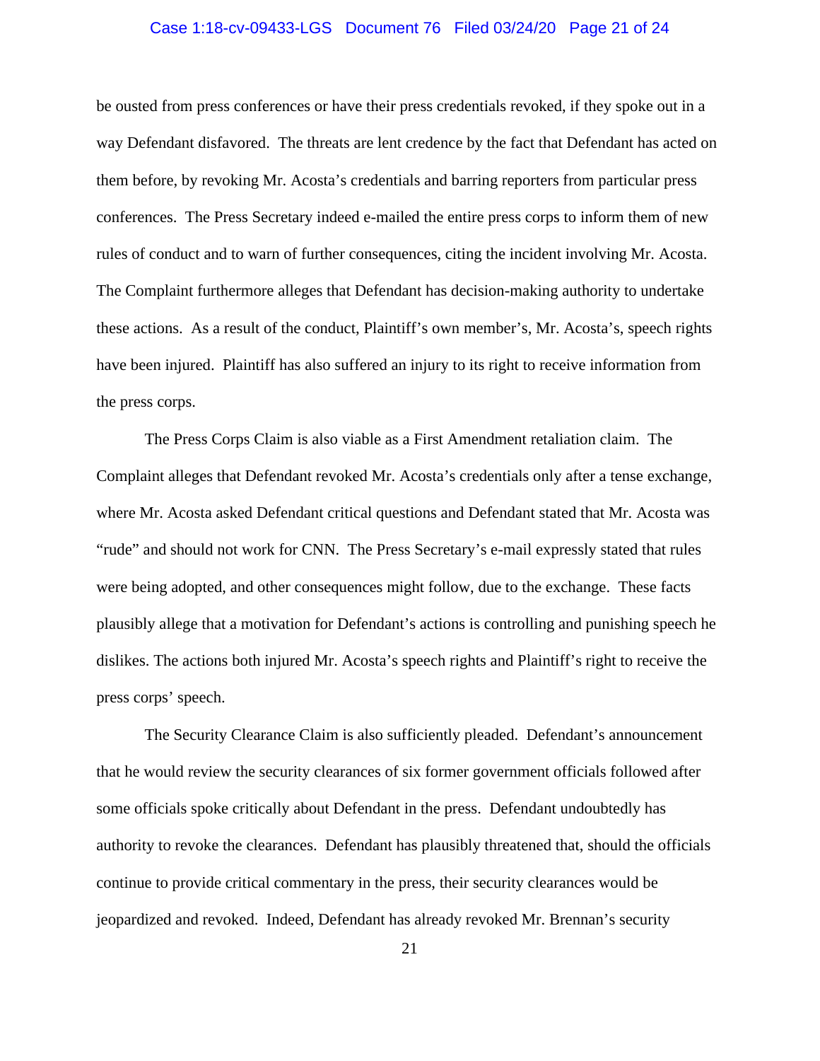be ousted from press conferences or have their press credentials revoked, if they spoke out in a way Defendant disfavored. The threats are lent credence by the fact that Defendant has acted on them before, by revoking Mr. Acosta's credentials and barring reporters from particular press conferences. The Press Secretary indeed e-mailed the entire press corps to inform them of new rules of conduct and to warn of further consequences, citing the incident involving Mr. Acosta. The Complaint furthermore alleges that Defendant has decision-making authority to undertake these actions. As a result of the conduct, Plaintiff's own member's, Mr. Acosta's, speech rights have been injured. Plaintiff has also suffered an injury to its right to receive information from the press corps.

The Press Corps Claim is also viable as a First Amendment retaliation claim. The Complaint alleges that Defendant revoked Mr. Acosta's credentials only after a tense exchange, where Mr. Acosta asked Defendant critical questions and Defendant stated that Mr. Acosta was "rude" and should not work for CNN. The Press Secretary's e-mail expressly stated that rules were being adopted, and other consequences might follow, due to the exchange. These facts plausibly allege that a motivation for Defendant's actions is controlling and punishing speech he dislikes. The actions both injured Mr. Acosta's speech rights and Plaintiff's right to receive the press corps' speech.

The Security Clearance Claim is also sufficiently pleaded. Defendant's announcement that he would review the security clearances of six former government officials followed after some officials spoke critically about Defendant in the press. Defendant undoubtedly has authority to revoke the clearances. Defendant has plausibly threatened that, should the officials continue to provide critical commentary in the press, their security clearances would be jeopardized and revoked. Indeed, Defendant has already revoked Mr. Brennan's security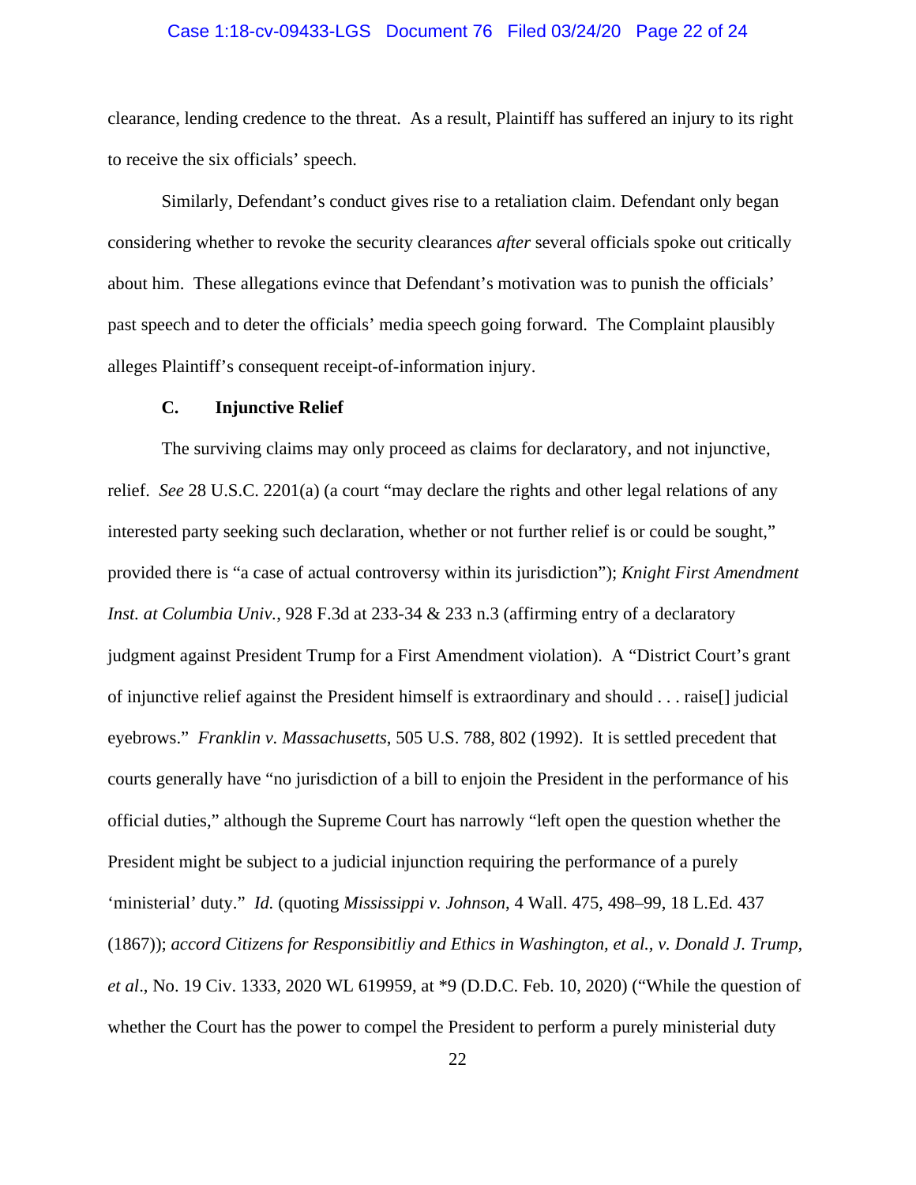clearance, lending credence to the threat. As a result, Plaintiff has suffered an injury to its right to receive the six officials' speech.

Similarly, Defendant's conduct gives rise to a retaliation claim. Defendant only began considering whether to revoke the security clearances *after* several officials spoke out critically about him. These allegations evince that Defendant's motivation was to punish the officials' past speech and to deter the officials' media speech going forward. The Complaint plausibly alleges Plaintiff's consequent receipt-of-information injury.

**C. Injunctive Relief**

The surviving claims may only proceed as claims for declaratory, and not injunctive, relief. *See* 28 U.S.C. 2201(a) (a court "may declare the rights and other legal relations of any interested party seeking such declaration, whether or not further relief is or could be sought," provided there is "a case of actual controversy within its jurisdiction"); *Knight First Amendment Inst. at Columbia Univ.*, 928 F.3d at 233-34 & 233 n.3 (affirming entry of a declaratory judgment against President Trump for a First Amendment violation). A "District Court's grant of injunctive relief against the President himself is extraordinary and should . . . raise[] judicial eyebrows." *Franklin v. Massachusetts*, 505 U.S. 788, 802 (1992). It is settled precedent that courts generally have "no jurisdiction of a bill to enjoin the President in the performance of his official duties," although the Supreme Court has narrowly "left open the question whether the President might be subject to a judicial injunction requiring the performance of a purely 'ministerial' duty." *Id.* (quoting *Mississippi v. Johnson*, 4 Wall. 475, 498–99, 18 L.Ed. 437 (1867)); *accord Citizens for Responsibitliy and Ethics in Washington*, *et al.*, *v. Donald J. Trump*, *et al*., No. 19 Civ. 1333, 2020 WL 619959, at \*9 (D.D.C. Feb. 10, 2020) ("While the question of whether the Court has the power to compel the President to perform a purely ministerial duty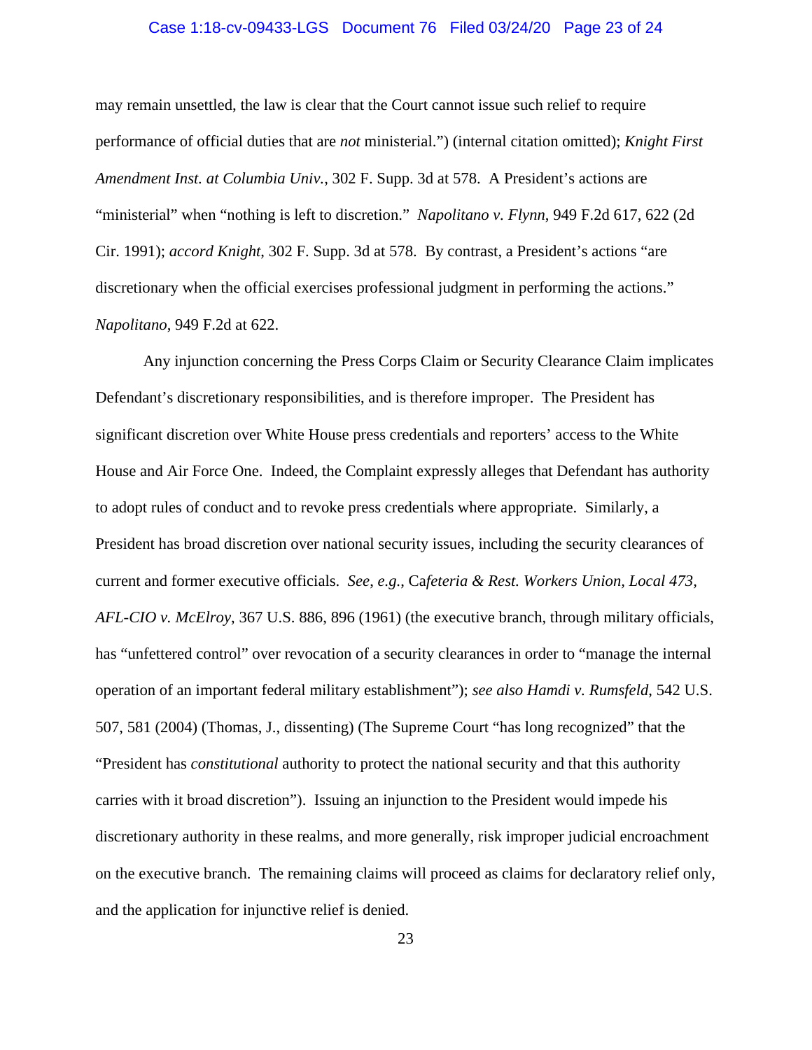may remain unsettled, the law is clear that the Court cannot issue such relief to require performance of official duties that are *not* ministerial.") (internal citation omitted); *Knight First Amendment Inst. at Columbia Univ.*, 302 F. Supp. 3d at 578. A President's actions are "ministerial" when "nothing is left to discretion." *Napolitano v. Flynn*, 949 F.2d 617, 622 (2d Cir. 1991); *accord Knight*, 302 F. Supp. 3d at 578. By contrast, a President's actions "are discretionary when the official exercises professional judgment in performing the actions." *Napolitano*, 949 F.2d at 622.

Any injunction concerning the Press Corps Claim or Security Clearance Claim implicates Defendant's discretionary responsibilities, and is therefore improper. The President has significant discretion over White House press credentials and reporters' access to the White House and Air Force One. Indeed, the Complaint expressly alleges that Defendant has authority to adopt rules of conduct and to revoke press credentials where appropriate. Similarly, a President has broad discretion over national security issues, including the security clearances of current and former executive officials. *See, e.g.*, Ca*feteria & Rest. Workers Union, Local 473, AFL-CIO v. McElroy*, 367 U.S. 886, 896 (1961) (the executive branch, through military officials, has "unfettered control" over revocation of a security clearances in order to "manage the internal operation of an important federal military establishment"); *see also Hamdi v. Rumsfeld*, 542 U.S. 507, 581 (2004) (Thomas, J., dissenting) (The Supreme Court "has long recognized" that the "President has *constitutional* authority to protect the national security and that this authority carries with it broad discretion"). Issuing an injunction to the President would impede his discretionary authority in these realms, and more generally, risk improper judicial encroachment on the executive branch. The remaining claims will proceed as claims for declaratory relief only, and the application for injunctive relief is denied.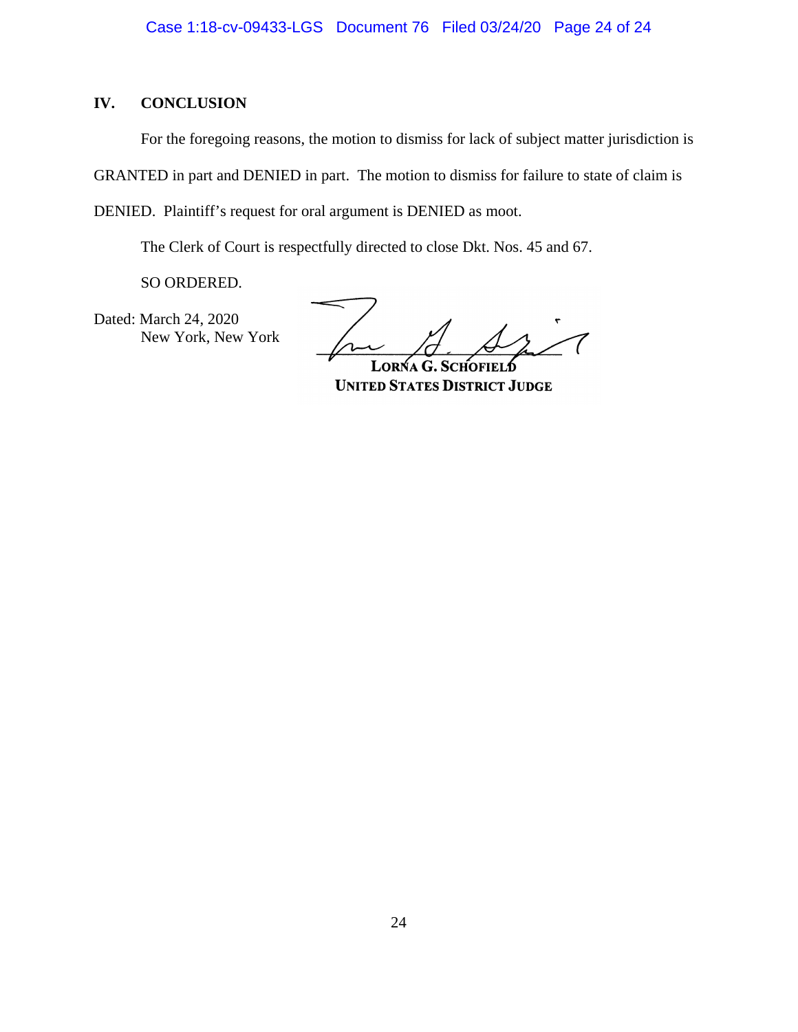## IV. CONCLUSION

For the foregoing reasons, the motion to dismiss for lack of subject matter jurisdiction is GRANTED in part and DENIED in part. The motion to dismiss for failure to state of claim is DENIED. Plaintiff's request for oral argument is DENIED as moot.

The Clerk of Court is respectfully directed to close Dkt. Nos. 45 and 67.

SO ORDERED.

Dated: March 24, 2020
New York, New York

LORNA G. SCHOFIELD
UNITED STATES DISTRICT JUDGE